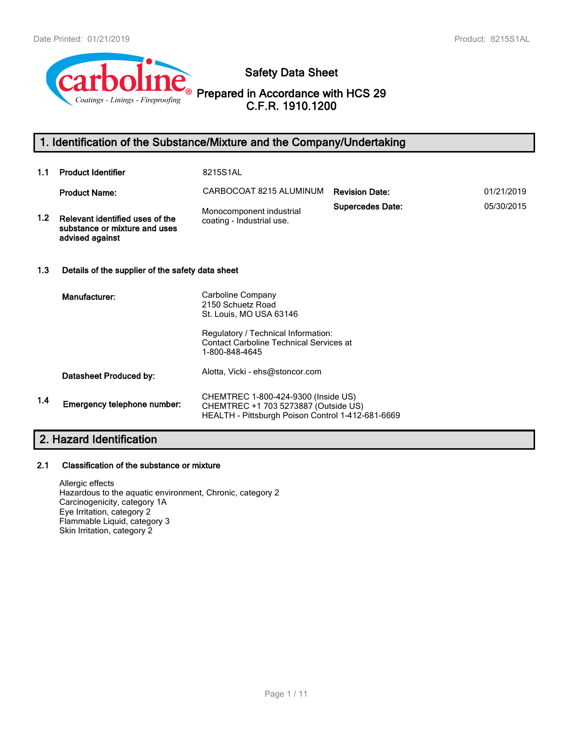# Safety Data Sheet

## Prepared in Accordance with HCS 29 C.F.R. 1910.1200

## 1. Identification of the Substance/Mixture and the Company/Undertaking

**1.1 Product Identifier**: 8215S1AL

**Product Name:** CARBOCOAT 8215 ALUMINUM

**Revision Date:** 01/21/2019

**Supercedes Date:** 05/30/2015

**1.2 Relevant identified uses of the substance or mixture and uses advised against**: Monocomponent industrial coating - Industrial use.

**1.3 Details of the supplier of the safety data sheet**

**Manufacturer:**
Carboline Company
2150 Schuetz Road
St. Louis, MO USA 63146

Regulatory / Technical Information:
Contact Carboline Technical Services at
1-800-848-4645

**Datasheet Produced by:** Alotta, Vicki - ehs@stoncor.com

**1.4 Emergency telephone number:**
CHEMTREC 1-800-424-9300 (Inside US)
CHEMTREC +1 703 5273887 (Outside US)
HEALTH - Pittsburgh Poison Control 1-412-681-6669

## 2. Hazard Identification

**2.1 Classification of the substance or mixture**

Allergic effects
Hazardous to the aquatic environment, Chronic, category 2
Carcinogenicity, category 1A
Eye Irritation, category 2
Flammable Liquid, category 3
Skin Irritation, category 2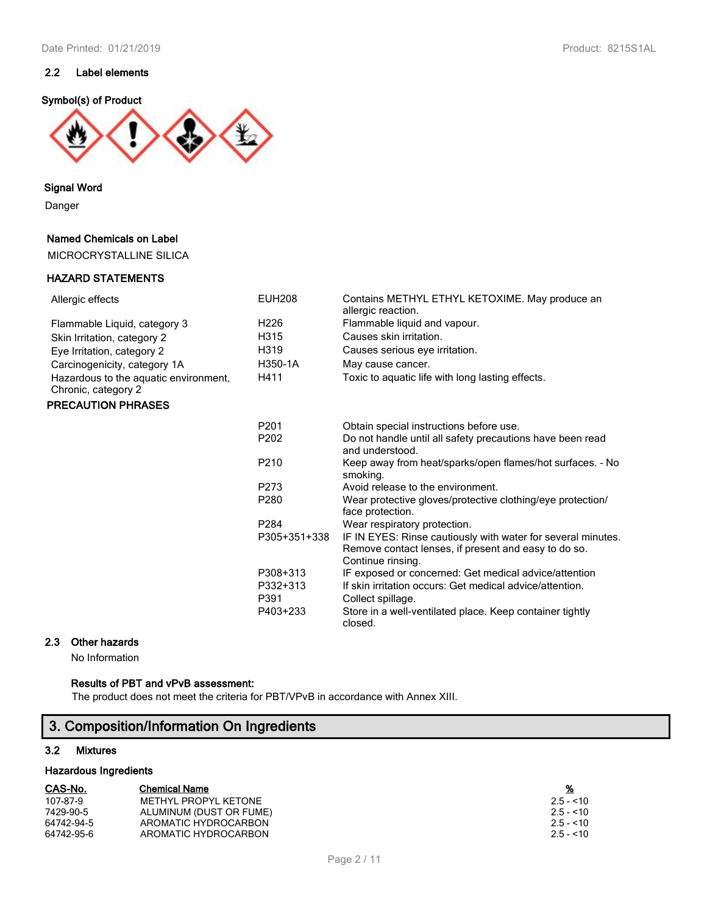### 2.2 Label elements

**Symbol(s) of Product**

**Signal Word**

Danger

**Named Chemicals on Label**

MICROCRYSTALLINE SILICA

**HAZARD STATEMENTS**

| | | |
|---|---|---|
| Allergic effects | EUH208 | Contains METHYL ETHYL KETOXIME. May produce an allergic reaction. |
| Flammable Liquid, category 3 | H226 | Flammable liquid and vapour. |
| Skin Irritation, category 2 | H315 | Causes skin irritation. |
| Eye Irritation, category 2 | H319 | Causes serious eye irritation. |
| Carcinogenicity, category 1A | H350-1A | May cause cancer. |
| Hazardous to the aquatic environment, Chronic, category 2 | H411 | Toxic to aquatic life with long lasting effects. |

**PRECAUTION PHRASES**

| | |
|---|---|
| P201 | Obtain special instructions before use. |
| P202 | Do not handle until all safety precautions have been read and understood. |
| P210 | Keep away from heat/sparks/open flames/hot surfaces. - No smoking. |
| P273 | Avoid release to the environment. |
| P280 | Wear protective gloves/protective clothing/eye protection/ face protection. |
| P284 | Wear respiratory protection. |
| P305+351+338 | IF IN EYES: Rinse cautiously with water for several minutes. Remove contact lenses, if present and easy to do so. Continue rinsing. |
| P308+313 | IF exposed or concerned: Get medical advice/attention |
| P332+313 | If skin irritation occurs: Get medical advice/attention. |
| P391 | Collect spillage. |
| P403+233 | Store in a well-ventilated place. Keep container tightly closed. |

### 2.3 Other hazards

No Information

**Results of PBT and vPvB assessment:**

The product does not meet the criteria for PBT/VPvB in accordance with Annex XIII.

## 3. Composition/Information On Ingredients

### 3.2 Mixtures

**Hazardous Ingredients**

| CAS-No. | Chemical Name | % |
|---|---|---|
| 107-87-9 | METHYL PROPYL KETONE | 2.5 - <10 |
| 7429-90-5 | ALUMINUM (DUST OR FUME) | 2.5 - <10 |
| 64742-94-5 | AROMATIC HYDROCARBON | 2.5 - <10 |
| 64742-95-6 | AROMATIC HYDROCARBON | 2.5 - <10 |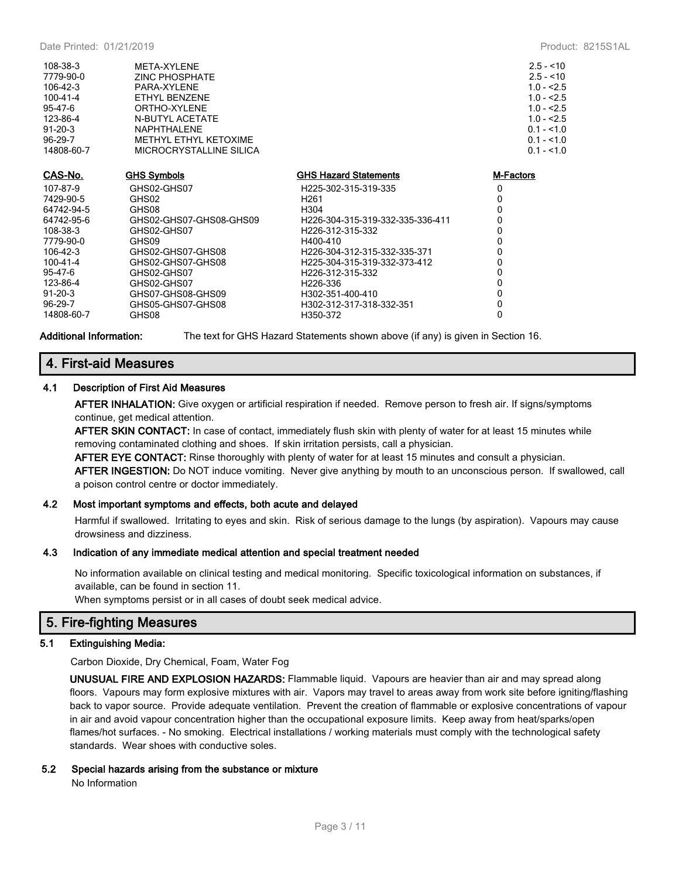| | | |
|---|---|---|
| 108-38-3 | META-XYLENE | 2.5 - <10 |
| 7779-90-0 | ZINC PHOSPHATE | 2.5 - <10 |
| 106-42-3 | PARA-XYLENE | 1.0 - <2.5 |
| 100-41-4 | ETHYL BENZENE | 1.0 - <2.5 |
| 95-47-6 | ORTHO-XYLENE | 1.0 - <2.5 |
| 123-86-4 | N-BUTYL ACETATE | 1.0 - <2.5 |
| 91-20-3 | NAPHTHALENE | 0.1 - <1.0 |
| 96-29-7 | METHYL ETHYL KETOXIME | 0.1 - <1.0 |
| 14808-60-7 | MICROCRYSTALLINE SILICA | 0.1 - <1.0 |

| CAS-No. | GHS Symbols | GHS Hazard Statements | M-Factors |
|---|---|---|---|
| 107-87-9 | GHS02-GHS07 | H225-302-315-319-335 | 0 |
| 7429-90-5 | GHS02 | H261 | 0 |
| 64742-94-5 | GHS08 | H304 | 0 |
| 64742-95-6 | GHS02-GHS07-GHS08-GHS09 | H226-304-315-319-332-335-336-411 | 0 |
| 108-38-3 | GHS02-GHS07 | H226-312-315-332 | 0 |
| 7779-90-0 | GHS09 | H400-410 | 0 |
| 106-42-3 | GHS02-GHS07-GHS08 | H226-304-312-315-332-335-371 | 0 |
| 100-41-4 | GHS02-GHS07-GHS08 | H225-304-315-319-332-373-412 | 0 |
| 95-47-6 | GHS02-GHS07 | H226-312-315-332 | 0 |
| 123-86-4 | GHS02-GHS07 | H226-336 | 0 |
| 91-20-3 | GHS07-GHS08-GHS09 | H302-351-400-410 | 0 |
| 96-29-7 | GHS05-GHS07-GHS08 | H302-312-317-318-332-351 | 0 |
| 14808-60-7 | GHS08 | H350-372 | 0 |

**Additional Information:** The text for GHS Hazard Statements shown above (if any) is given in Section 16.

## 4. First-aid Measures

### 4.1 Description of First Aid Measures

**AFTER INHALATION:** Give oxygen or artificial respiration if needed. Remove person to fresh air. If signs/symptoms continue, get medical attention.

**AFTER SKIN CONTACT:** In case of contact, immediately flush skin with plenty of water for at least 15 minutes while removing contaminated clothing and shoes. If skin irritation persists, call a physician.

**AFTER EYE CONTACT:** Rinse thoroughly with plenty of water for at least 15 minutes and consult a physician.

**AFTER INGESTION:** Do NOT induce vomiting. Never give anything by mouth to an unconscious person. If swallowed, call a poison control centre or doctor immediately.

### 4.2 Most important symptoms and effects, both acute and delayed

Harmful if swallowed. Irritating to eyes and skin. Risk of serious damage to the lungs (by aspiration). Vapours may cause drowsiness and dizziness.

### 4.3 Indication of any immediate medical attention and special treatment needed

No information available on clinical testing and medical monitoring. Specific toxicological information on substances, if available, can be found in section 11.

When symptoms persist or in all cases of doubt seek medical advice.

## 5. Fire-fighting Measures

### 5.1 Extinguishing Media:

Carbon Dioxide, Dry Chemical, Foam, Water Fog

**UNUSUAL FIRE AND EXPLOSION HAZARDS:** Flammable liquid. Vapours are heavier than air and may spread along floors. Vapours may form explosive mixtures with air. Vapors may travel to areas away from work site before igniting/flashing back to vapor source. Provide adequate ventilation. Prevent the creation of flammable or explosive concentrations of vapour in air and avoid vapour concentration higher than the occupational exposure limits. Keep away from heat/sparks/open flames/hot surfaces. - No smoking. Electrical installations / working materials must comply with the technological safety standards. Wear shoes with conductive soles.

### 5.2 Special hazards arising from the substance or mixture

No Information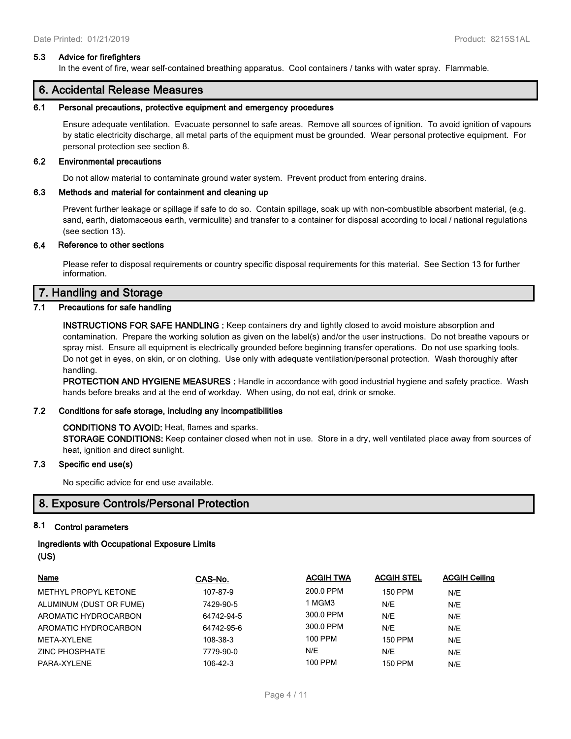### 5.3 Advice for firefighters

In the event of fire, wear self-contained breathing apparatus. Cool containers / tanks with water spray. Flammable.

## 6. Accidental Release Measures

### 6.1 Personal precautions, protective equipment and emergency procedures

Ensure adequate ventilation. Evacuate personnel to safe areas. Remove all sources of ignition. To avoid ignition of vapours by static electricity discharge, all metal parts of the equipment must be grounded. Wear personal protective equipment. For personal protection see section 8.

### 6.2 Environmental precautions

Do not allow material to contaminate ground water system. Prevent product from entering drains.

### 6.3 Methods and material for containment and cleaning up

Prevent further leakage or spillage if safe to do so. Contain spillage, soak up with non-combustible absorbent material, (e.g. sand, earth, diatomaceous earth, vermiculite) and transfer to a container for disposal according to local / national regulations (see section 13).

### 6.4 Reference to other sections

Please refer to disposal requirements or country specific disposal requirements for this material. See Section 13 for further information.

## 7. Handling and Storage

### 7.1 Precautions for safe handling

**INSTRUCTIONS FOR SAFE HANDLING :** Keep containers dry and tightly closed to avoid moisture absorption and contamination. Prepare the working solution as given on the label(s) and/or the user instructions. Do not breathe vapours or spray mist. Ensure all equipment is electrically grounded before beginning transfer operations. Do not use sparking tools. Do not get in eyes, on skin, or on clothing. Use only with adequate ventilation/personal protection. Wash thoroughly after handling.

**PROTECTION AND HYGIENE MEASURES :** Handle in accordance with good industrial hygiene and safety practice. Wash hands before breaks and at the end of workday. When using, do not eat, drink or smoke.

### 7.2 Conditions for safe storage, including any incompatibilities

**CONDITIONS TO AVOID:** Heat, flames and sparks.

**STORAGE CONDITIONS:** Keep container closed when not in use. Store in a dry, well ventilated place away from sources of heat, ignition and direct sunlight.

### 7.3 Specific end use(s)

No specific advice for end use available.

## 8. Exposure Controls/Personal Protection

### 8.1 Control parameters

**Ingredients with Occupational Exposure Limits**

**(US)**

| Name | CAS-No. | ACGIH TWA | ACGIH STEL | ACGIH Ceiling |
|---|---|---|---|---|
| METHYL PROPYL KETONE | 107-87-9 | 200.0 PPM | 150 PPM | N/E |
| ALUMINUM (DUST OR FUME) | 7429-90-5 | 1 MGM3 | N/E | N/E |
| AROMATIC HYDROCARBON | 64742-94-5 | 300.0 PPM | N/E | N/E |
| AROMATIC HYDROCARBON | 64742-95-6 | 300.0 PPM | N/E | N/E |
| META-XYLENE | 108-38-3 | 100 PPM | 150 PPM | N/E |
| ZINC PHOSPHATE | 7779-90-0 | N/E | N/E | N/E |
| PARA-XYLENE | 106-42-3 | 100 PPM | 150 PPM | N/E |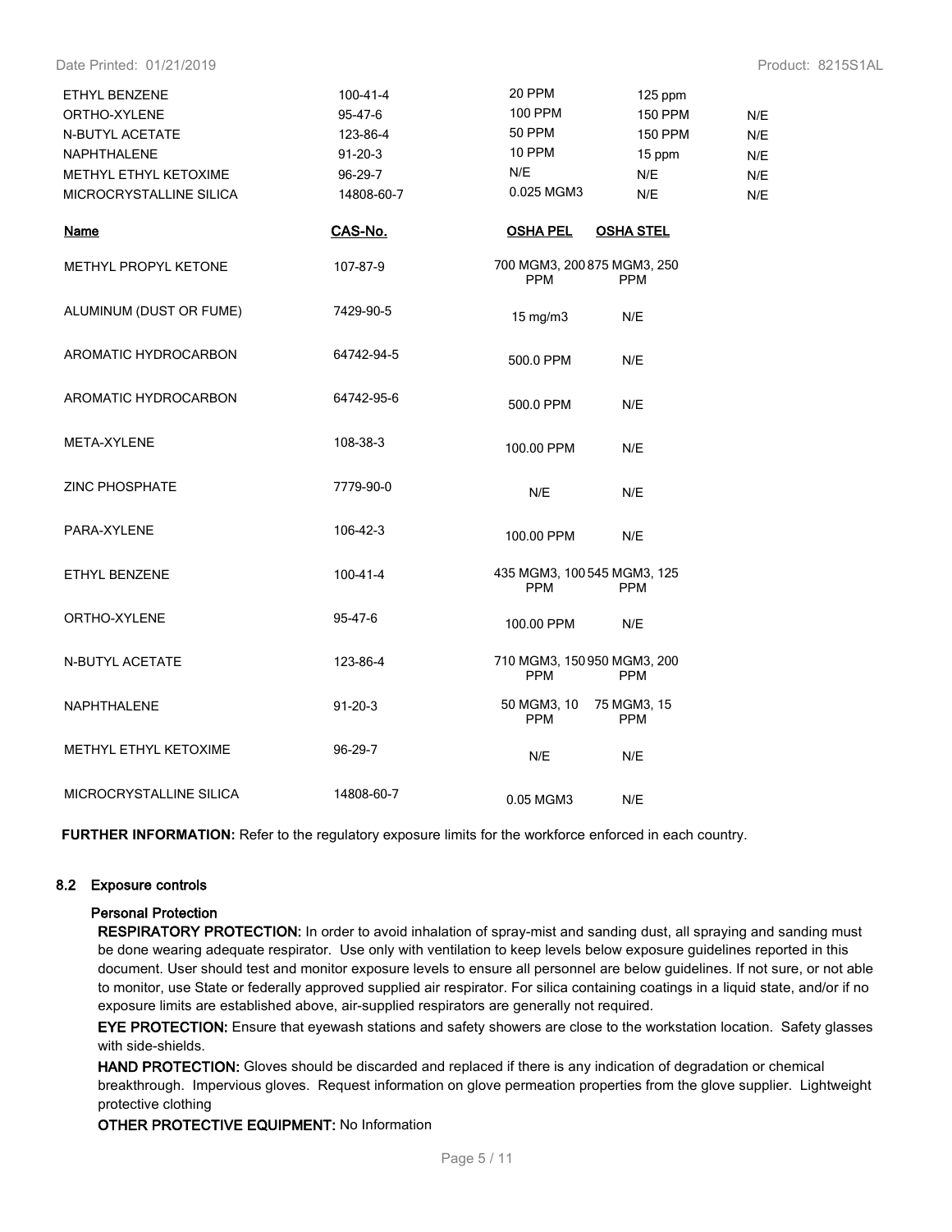| | | | | |
|---|---|---|---|---|
| ETHYL BENZENE | 100-41-4 | 20 PPM | 125 ppm | |
| ORTHO-XYLENE | 95-47-6 | 100 PPM | 150 PPM | N/E |
| N-BUTYL ACETATE | 123-86-4 | 50 PPM | 150 PPM | N/E |
| NAPHTHALENE | 91-20-3 | 10 PPM | 15 ppm | N/E |
| METHYL ETHYL KETOXIME | 96-29-7 | N/E | N/E | N/E |
| MICROCRYSTALLINE SILICA | 14808-60-7 | 0.025 MGM3 | N/E | N/E |

| Name | CAS-No. | OSHA PEL | OSHA STEL |
|---|---|---|---|
| METHYL PROPYL KETONE | 107-87-9 | 700 MGM3, 200 PPM | 875 MGM3, 250 PPM |
| ALUMINUM (DUST OR FUME) | 7429-90-5 | 15 mg/m3 | N/E |
| AROMATIC HYDROCARBON | 64742-94-5 | 500.0 PPM | N/E |
| AROMATIC HYDROCARBON | 64742-95-6 | 500.0 PPM | N/E |
| META-XYLENE | 108-38-3 | 100.00 PPM | N/E |
| ZINC PHOSPHATE | 7779-90-0 | N/E | N/E |
| PARA-XYLENE | 106-42-3 | 100.00 PPM | N/E |
| ETHYL BENZENE | 100-41-4 | 435 MGM3, 100 PPM | 545 MGM3, 125 PPM |
| ORTHO-XYLENE | 95-47-6 | 100.00 PPM | N/E |
| N-BUTYL ACETATE | 123-86-4 | 710 MGM3, 150 PPM | 950 MGM3, 200 PPM |
| NAPHTHALENE | 91-20-3 | 50 MGM3, 10 PPM | 75 MGM3, 15 PPM |
| METHYL ETHYL KETOXIME | 96-29-7 | N/E | N/E |
| MICROCRYSTALLINE SILICA | 14808-60-7 | 0.05 MGM3 | N/E |

**FURTHER INFORMATION:** Refer to the regulatory exposure limits for the workforce enforced in each country.

### 8.2 Exposure controls

#### Personal Protection

**RESPIRATORY PROTECTION:** In order to avoid inhalation of spray-mist and sanding dust, all spraying and sanding must be done wearing adequate respirator. Use only with ventilation to keep levels below exposure guidelines reported in this document. User should test and monitor exposure levels to ensure all personnel are below guidelines. If not sure, or not able to monitor, use State or federally approved supplied air respirator. For silica containing coatings in a liquid state, and/or if no exposure limits are established above, air-supplied respirators are generally not required.

**EYE PROTECTION:** Ensure that eyewash stations and safety showers are close to the workstation location. Safety glasses with side-shields.

**HAND PROTECTION:** Gloves should be discarded and replaced if there is any indication of degradation or chemical breakthrough. Impervious gloves. Request information on glove permeation properties from the glove supplier. Lightweight protective clothing

**OTHER PROTECTIVE EQUIPMENT:** No Information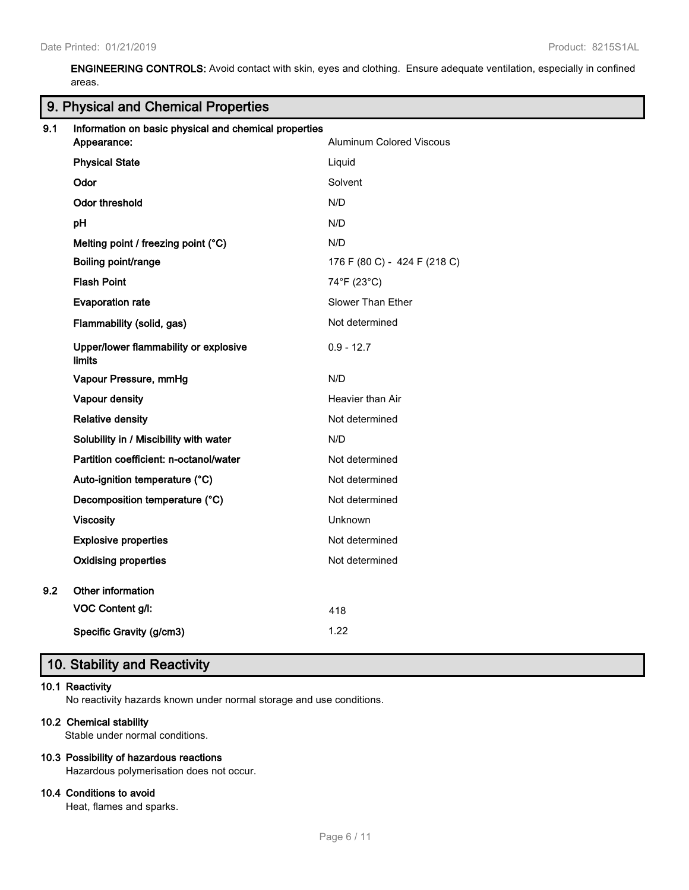**ENGINEERING CONTROLS:** Avoid contact with skin, eyes and clothing. Ensure adequate ventilation, especially in confined areas.

## 9. Physical and Chemical Properties

**9.1 Information on basic physical and chemical properties**

| Property | Value |
|---|---|
| **Appearance:** | Aluminum Colored Viscous |
| **Physical State** | Liquid |
| **Odor** | Solvent |
| **Odor threshold** | N/D |
| **pH** | N/D |
| **Melting point / freezing point (°C)** | N/D |
| **Boiling point/range** | 176 F (80 C) - 424 F (218 C) |
| **Flash Point** | 74°F (23°C) |
| **Evaporation rate** | Slower Than Ether |
| **Flammability (solid, gas)** | Not determined |
| **Upper/lower flammability or explosive limits** | 0.9 - 12.7 |
| **Vapour Pressure, mmHg** | N/D |
| **Vapour density** | Heavier than Air |
| **Relative density** | Not determined |
| **Solubility in / Miscibility with water** | N/D |
| **Partition coefficient: n-octanol/water** | Not determined |
| **Auto-ignition temperature (°C)** | Not determined |
| **Decomposition temperature (°C)** | Not determined |
| **Viscosity** | Unknown |
| **Explosive properties** | Not determined |
| **Oxidising properties** | Not determined |

**9.2 Other information**

| Property | Value |
|---|---|
| **VOC Content g/l:** | 418 |
| **Specific Gravity (g/cm3)** | 1.22 |

## 10. Stability and Reactivity

**10.1 Reactivity**

No reactivity hazards known under normal storage and use conditions.

**10.2 Chemical stability**

Stable under normal conditions.

**10.3 Possibility of hazardous reactions**

Hazardous polymerisation does not occur.

**10.4 Conditions to avoid**

Heat, flames and sparks.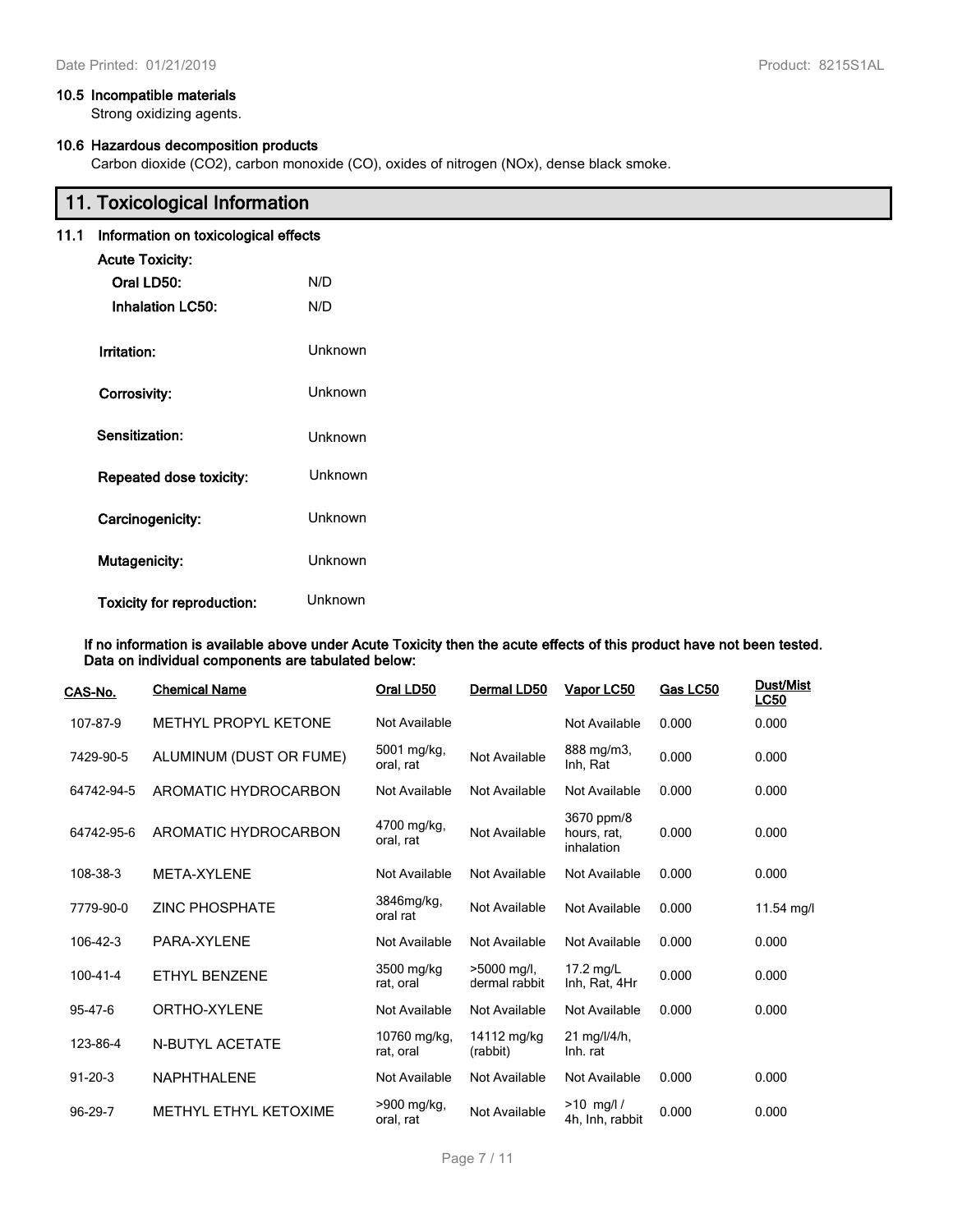### 10.5 Incompatible materials

Strong oxidizing agents.

### 10.6 Hazardous decomposition products

Carbon dioxide ($CO_2$), carbon monoxide (CO), oxides of nitrogen ($NO_x$), dense black smoke.

## 11. Toxicological Information

### 11.1 Information on toxicological effects

**Acute Toxicity:**

| | |
|---|---|
| **Oral LD50:** | N/D |
| **Inhalation LC50:** | N/D |
| **Irritation:** | Unknown |
| **Corrosivity:** | Unknown |
| **Sensitization:** | Unknown |
| **Repeated dose toxicity:** | Unknown |
| **Carcinogenicity:** | Unknown |
| **Mutagenicity:** | Unknown |
| **Toxicity for reproduction:** | Unknown |

**If no information is available above under Acute Toxicity then the acute effects of this product have not been tested. Data on individual components are tabulated below:**

| CAS-No. | Chemical Name | Oral LD50 | Dermal LD50 | Vapor LC50 | Gas LC50 | Dust/Mist LC50 |
|---|---|---|---|---|---|---|
| 107-87-9 | METHYL PROPYL KETONE | Not Available | | Not Available | 0.000 | 0.000 |
| 7429-90-5 | ALUMINUM (DUST OR FUME) | 5001 mg/kg, oral, rat | Not Available | 888 mg/m3, Inh, Rat | 0.000 | 0.000 |
| 64742-94-5 | AROMATIC HYDROCARBON | Not Available | Not Available | Not Available | 0.000 | 0.000 |
| 64742-95-6 | AROMATIC HYDROCARBON | 4700 mg/kg, oral, rat | Not Available | 3670 ppm/8 hours, rat, inhalation | 0.000 | 0.000 |
| 108-38-3 | META-XYLENE | Not Available | Not Available | Not Available | 0.000 | 0.000 |
| 7779-90-0 | ZINC PHOSPHATE | 3846mg/kg, oral rat | Not Available | Not Available | 0.000 | 11.54 mg/l |
| 106-42-3 | PARA-XYLENE | Not Available | Not Available | Not Available | 0.000 | 0.000 |
| 100-41-4 | ETHYL BENZENE | 3500 mg/kg rat, oral | >5000 mg/l, dermal rabbit | 17.2 mg/L Inh, Rat, 4Hr | 0.000 | 0.000 |
| 95-47-6 | ORTHO-XYLENE | Not Available | Not Available | Not Available | 0.000 | 0.000 |
| 123-86-4 | N-BUTYL ACETATE | 10760 mg/kg, rat, oral | 14112 mg/kg (rabbit) | 21 mg/l/4/h, Inh. rat | | |
| 91-20-3 | NAPHTHALENE | Not Available | Not Available | Not Available | 0.000 | 0.000 |
| 96-29-7 | METHYL ETHYL KETOXIME | >900 mg/kg, oral, rat | Not Available | >10 mg/l / 4h, Inh, rabbit | 0.000 | 0.000 |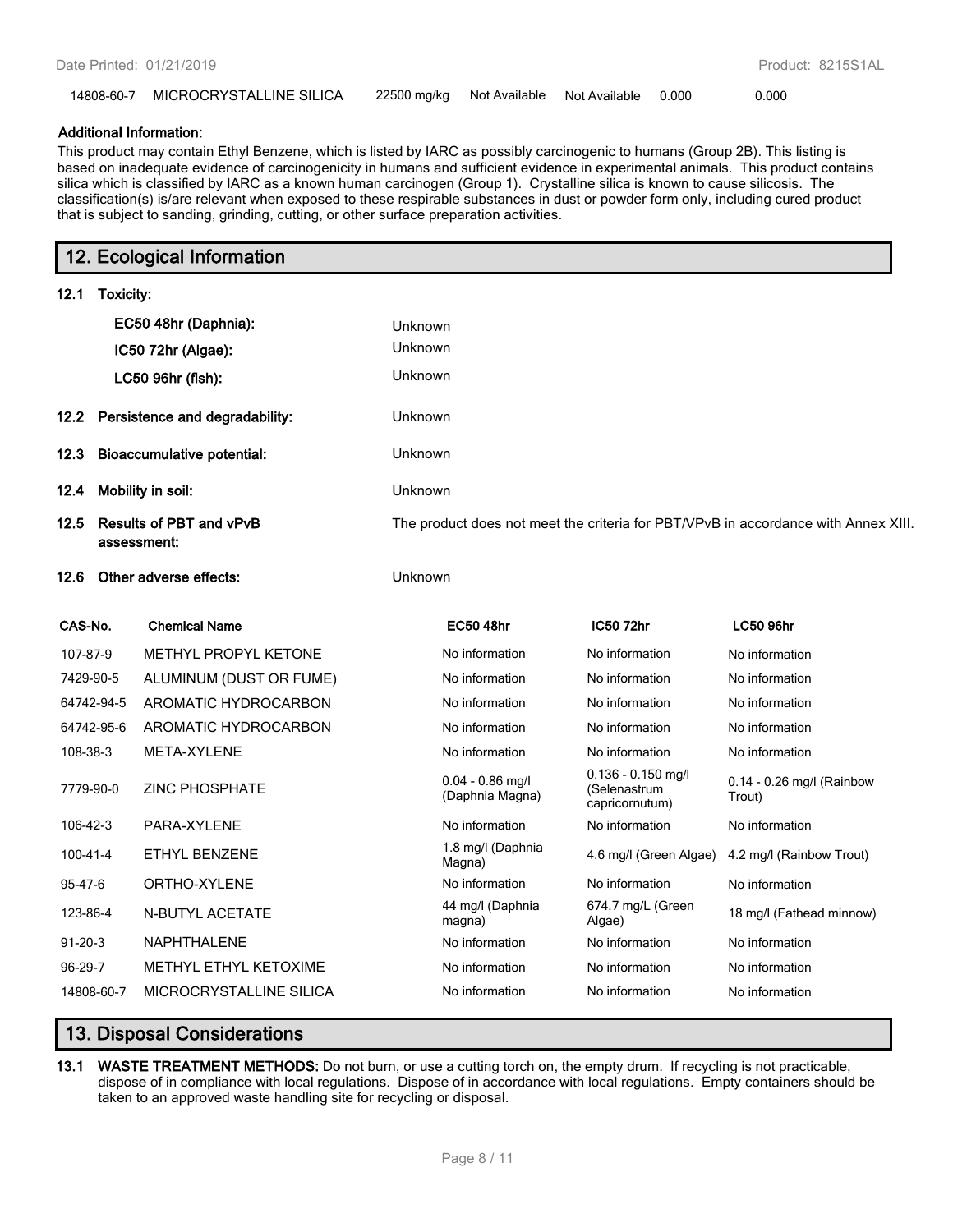| 14808-60-7 | MICROCRYSTALLINE SILICA | 22500 mg/kg | Not Available | Not Available | 0.000 | 0.000 |
|---|---|---|---|---|---|---|

**Additional Information:**

This product may contain Ethyl Benzene, which is listed by IARC as possibly carcinogenic to humans (Group 2B). This listing is based on inadequate evidence of carcinogenicity in humans and sufficient evidence in experimental animals. This product contains silica which is classified by IARC as a known human carcinogen (Group 1). Crystalline silica is known to cause silicosis. The classification(s) is/are relevant when exposed to these respirable substances in dust or powder form only, including cured product that is subject to sanding, grinding, cutting, or other surface preparation activities.

## 12. Ecological Information

**12.1 Toxicity:**

| | |
|---|---|
| **EC50 48hr (Daphnia):** | Unknown |
| **IC50 72hr (Algae):** | Unknown |
| **LC50 96hr (fish):** | Unknown |

**12.2 Persistence and degradability:** Unknown

**12.3 Bioaccumulative potential:** Unknown

**12.4 Mobility in soil:** Unknown

**12.5 Results of PBT and vPvB assessment:** The product does not meet the criteria for PBT/VPvB in accordance with Annex XIII.

**12.6 Other adverse effects:** Unknown

| CAS-No. | Chemical Name | EC50 48hr | IC50 72hr | LC50 96hr |
|---|---|---|---|---|
| 107-87-9 | METHYL PROPYL KETONE | No information | No information | No information |
| 7429-90-5 | ALUMINUM (DUST OR FUME) | No information | No information | No information |
| 64742-94-5 | AROMATIC HYDROCARBON | No information | No information | No information |
| 64742-95-6 | AROMATIC HYDROCARBON | No information | No information | No information |
| 108-38-3 | META-XYLENE | No information | No information | No information |
| 7779-90-0 | ZINC PHOSPHATE | 0.04 - 0.86 mg/l (Daphnia Magna) | 0.136 - 0.150 mg/l (Selenastrum capricornutum) | 0.14 - 0.26 mg/l (Rainbow Trout) |
| 106-42-3 | PARA-XYLENE | No information | No information | No information |
| 100-41-4 | ETHYL BENZENE | 1.8 mg/l (Daphnia Magna) | 4.6 mg/l (Green Algae) | 4.2 mg/l (Rainbow Trout) |
| 95-47-6 | ORTHO-XYLENE | No information | No information | No information |
| 123-86-4 | N-BUTYL ACETATE | 44 mg/l (Daphnia magna) | 674.7 mg/L (Green Algae) | 18 mg/l (Fathead minnow) |
| 91-20-3 | NAPHTHALENE | No information | No information | No information |
| 96-29-7 | METHYL ETHYL KETOXIME | No information | No information | No information |
| 14808-60-7 | MICROCRYSTALLINE SILICA | No information | No information | No information |

## 13. Disposal Considerations

**13.1 WASTE TREATMENT METHODS:** Do not burn, or use a cutting torch on, the empty drum. If recycling is not practicable, dispose of in compliance with local regulations. Dispose of in accordance with local regulations. Empty containers should be taken to an approved waste handling site for recycling or disposal.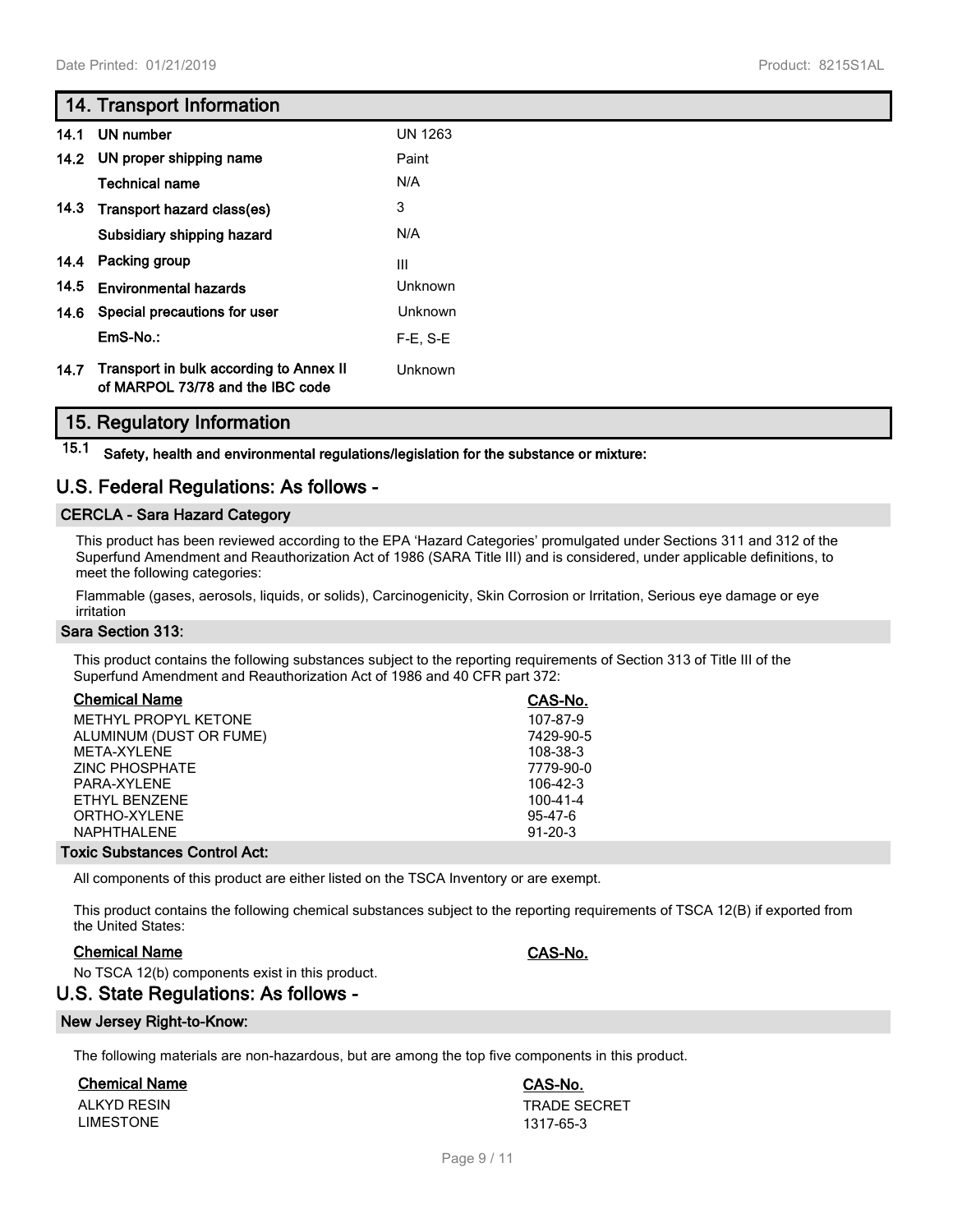## 14. Transport Information

| | | |
|---|---|---|
| 14.1 | UN number | UN 1263 |
| 14.2 | UN proper shipping name | Paint |
| | Technical name | N/A |
| 14.3 | Transport hazard class(es) | 3 |
| | Subsidiary shipping hazard | N/A |
| 14.4 | Packing group | III |
| 14.5 | Environmental hazards | Unknown |
| 14.6 | Special precautions for user | Unknown |
| | EmS-No.: | F-E, S-E |
| 14.7 | Transport in bulk according to Annex II of MARPOL 73/78 and the IBC code | Unknown |

## 15. Regulatory Information

**15.1 Safety, health and environmental regulations/legislation for the substance or mixture:**

## U.S. Federal Regulations: As follows -

### CERCLA - Sara Hazard Category

This product has been reviewed according to the EPA 'Hazard Categories' promulgated under Sections 311 and 312 of the Superfund Amendment and Reauthorization Act of 1986 (SARA Title III) and is considered, under applicable definitions, to meet the following categories:

Flammable (gases, aerosols, liquids, or solids), Carcinogenicity, Skin Corrosion or Irritation, Serious eye damage or eye irritation

### Sara Section 313:

This product contains the following substances subject to the reporting requirements of Section 313 of Title III of the Superfund Amendment and Reauthorization Act of 1986 and 40 CFR part 372:

| Chemical Name | CAS-No. |
|---|---|
| METHYL PROPYL KETONE | 107-87-9 |
| ALUMINUM (DUST OR FUME) | 7429-90-5 |
| META-XYLENE | 108-38-3 |
| ZINC PHOSPHATE | 7779-90-0 |
| PARA-XYLENE | 106-42-3 |
| ETHYL BENZENE | 100-41-4 |
| ORTHO-XYLENE | 95-47-6 |
| NAPHTHALENE | 91-20-3 |

### Toxic Substances Control Act:

All components of this product are either listed on the TSCA Inventory or are exempt.

This product contains the following chemical substances subject to the reporting requirements of TSCA 12(B) if exported from the United States:

| Chemical Name | CAS-No. |
|---|---|

No TSCA 12(b) components exist in this product.

## U.S. State Regulations: As follows -

### New Jersey Right-to-Know:

The following materials are non-hazardous, but are among the top five components in this product.

| Chemical Name | CAS-No. |
|---|---|
| ALKYD RESIN | TRADE SECRET |
| LIMESTONE | 1317-65-3 |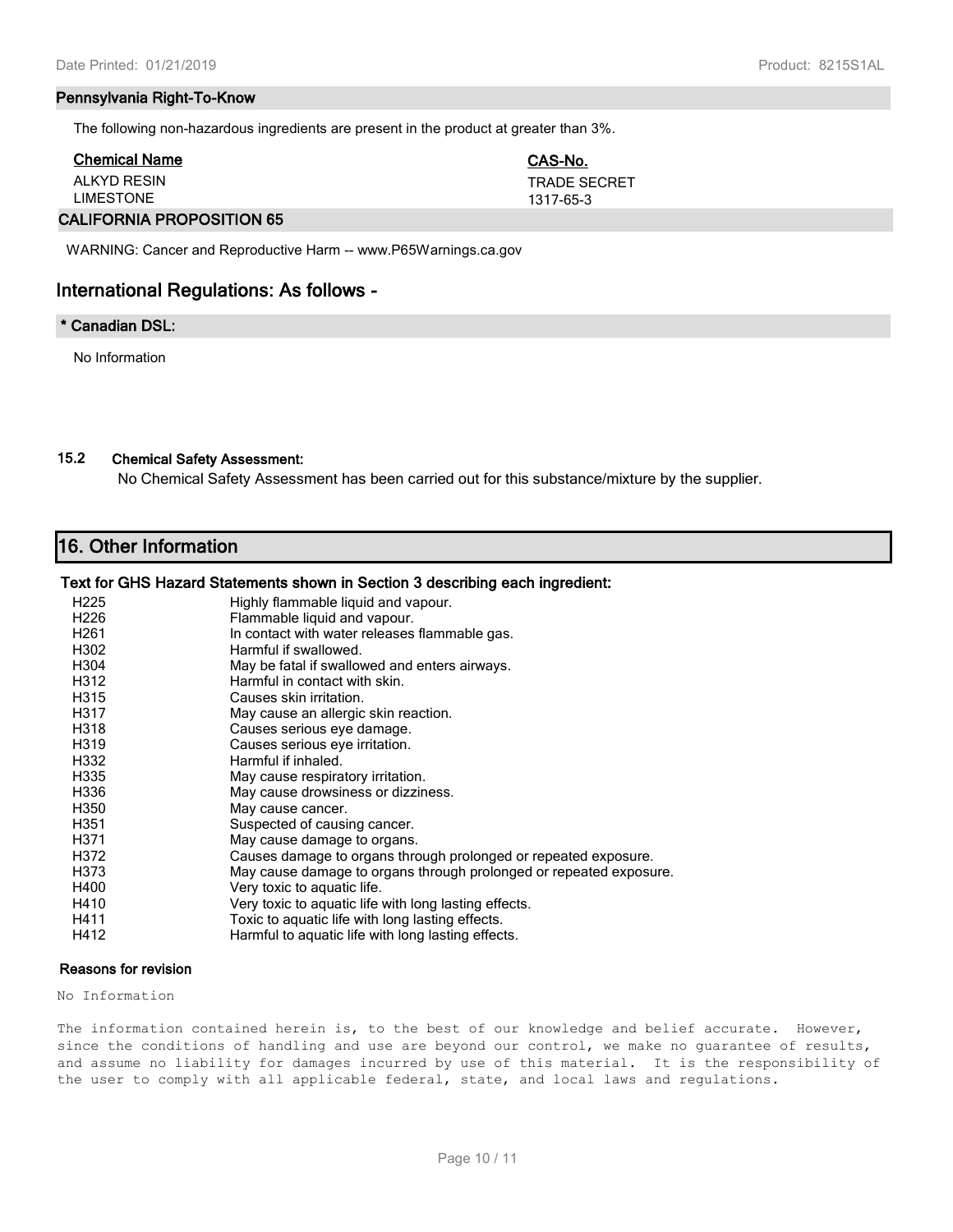### Pennsylvania Right-To-Know

The following non-hazardous ingredients are present in the product at greater than 3%.

| Chemical Name | CAS-No. |
|---|---|
| ALKYD RESIN | TRADE SECRET |
| LIMESTONE | 1317-65-3 |

### CALIFORNIA PROPOSITION 65

WARNING: Cancer and Reproductive Harm -- www.P65Warnings.ca.gov

## International Regulations: As follows -

### * Canadian DSL:

No Information

### 15.2 Chemical Safety Assessment:

No Chemical Safety Assessment has been carried out for this substance/mixture by the supplier.

## 16. Other Information

### Text for GHS Hazard Statements shown in Section 3 describing each ingredient:

| | |
|---|---|
| H225 | Highly flammable liquid and vapour. |
| H226 | Flammable liquid and vapour. |
| H261 | In contact with water releases flammable gas. |
| H302 | Harmful if swallowed. |
| H304 | May be fatal if swallowed and enters airways. |
| H312 | Harmful in contact with skin. |
| H315 | Causes skin irritation. |
| H317 | May cause an allergic skin reaction. |
| H318 | Causes serious eye damage. |
| H319 | Causes serious eye irritation. |
| H332 | Harmful if inhaled. |
| H335 | May cause respiratory irritation. |
| H336 | May cause drowsiness or dizziness. |
| H350 | May cause cancer. |
| H351 | Suspected of causing cancer. |
| H371 | May cause damage to organs. |
| H372 | Causes damage to organs through prolonged or repeated exposure. |
| H373 | May cause damage to organs through prolonged or repeated exposure. |
| H400 | Very toxic to aquatic life. |
| H410 | Very toxic to aquatic life with long lasting effects. |
| H411 | Toxic to aquatic life with long lasting effects. |
| H412 | Harmful to aquatic life with long lasting effects. |

### Reasons for revision

No Information

The information contained herein is, to the best of our knowledge and belief accurate. However, since the conditions of handling and use are beyond our control, we make no guarantee of results, and assume no liability for damages incurred by use of this material. It is the responsibility of the user to comply with all applicable federal, state, and local laws and regulations.